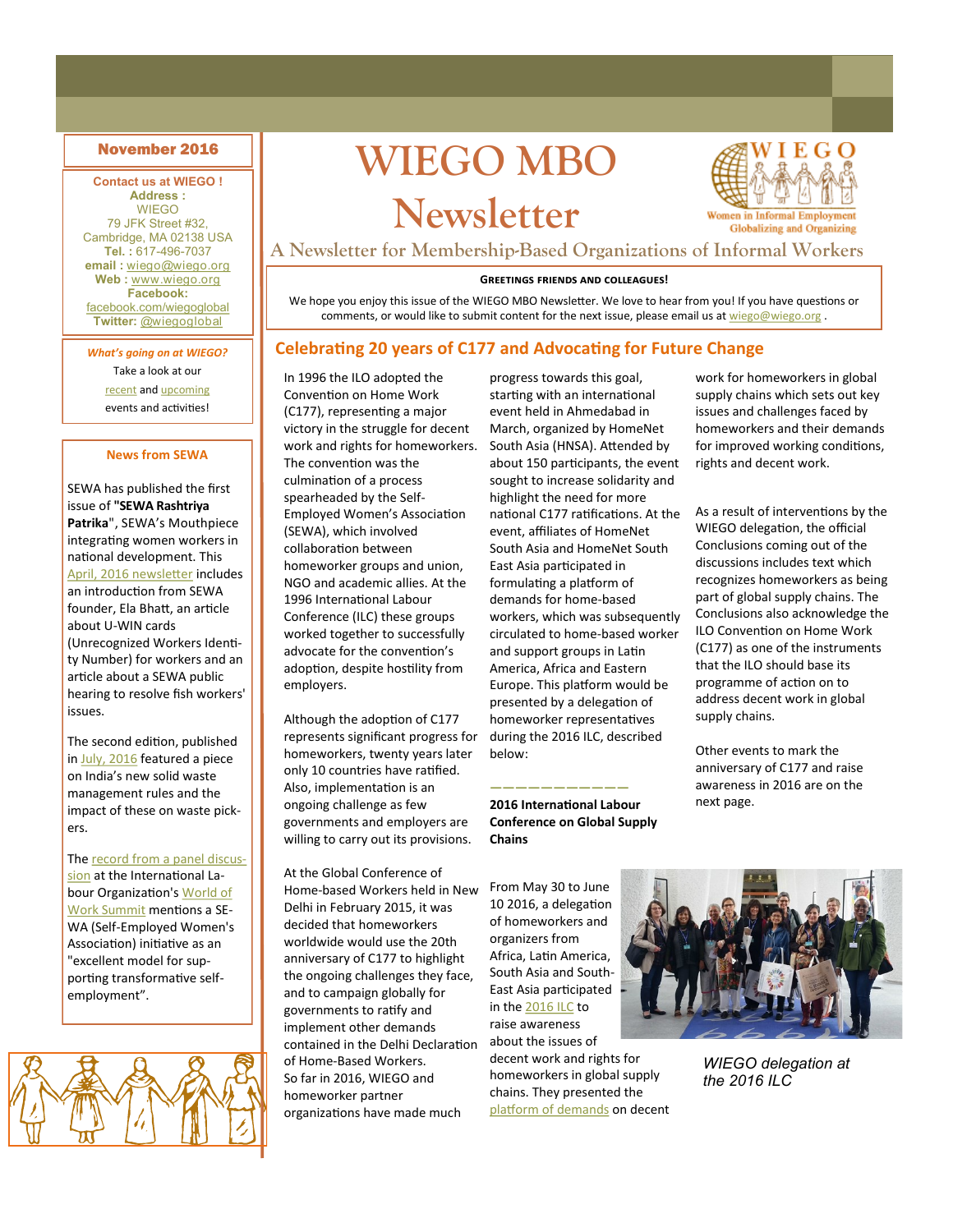# WIEGO MBO Newsletter

## A Newsletter for Membership-Based Organizations of Informal Workers

**November 2016**

**Contact us at WIEGO !**
**Address :**
WIEGO
79 JFK Street #32,
Cambridge, MA 02138 USA
**Tel. :** 617-496-7037
**email :** wiego@wiego.org
**Web :** www.wiego.org
**Facebook:** facebook.com/wiegoglobal
**Twitter:** @wiegoglobal

***What's going on at WIEGO?***
Take a look at our recent and upcoming events and activities!

### News from SEWA

SEWA has published the first issue of **"SEWA Rashtriya Patrika"**, SEWA's Mouthpiece integrating women workers in national development. This April, 2016 newsletter includes an introduction from SEWA founder, Ela Bhatt, an article about U-WIN cards (Unrecognized Workers Identity Number) for workers and an article about a SEWA public hearing to resolve fish workers' issues.

The second edition, published in July, 2016 featured a piece on India's new solid waste management rules and the impact of these on waste pickers.

The record from a panel discussion at the International Labour Organization's World of Work Summit mentions a SEWA (Self-Employed Women's Association) initiative as an "excellent model for supporting transformative self-employment".

**Greetings friends and colleagues!**

We hope you enjoy this issue of the WIEGO MBO Newsletter. We love to hear from you! If you have questions or comments, or would like to submit content for the next issue, please email us at wiego@wiego.org .

## Celebrating 20 years of C177 and Advocating for Future Change

In 1996 the ILO adopted the Convention on Home Work (C177), representing a major victory in the struggle for decent work and rights for homeworkers. The convention was the culmination of a process spearheaded by the Self-Employed Women's Association (SEWA), which involved collaboration between homeworker groups and union, NGO and academic allies. At the 1996 International Labour Conference (ILC) these groups worked together to successfully advocate for the convention's adoption, despite hostility from employers.

Although the adoption of C177 represents significant progress for homeworkers, twenty years later only 10 countries have ratified. Also, implementation is an ongoing challenge as few governments and employers are willing to carry out its provisions.

At the Global Conference of Home-based Workers held in New Delhi in February 2015, it was decided that homeworkers worldwide would use the 20th anniversary of C177 to highlight the ongoing challenges they face, and to campaign globally for governments to ratify and implement other demands contained in the Delhi Declaration of Home-Based Workers. So far in 2016, WIEGO and homeworker partner organizations have made much progress towards this goal, starting with an international event held in Ahmedabad in March, organized by HomeNet South Asia (HNSA). Attended by about 150 participants, the event sought to increase solidarity and highlight the need for more national C177 ratifications. At the event, affiliates of HomeNet South Asia and HomeNet South East Asia participated in formulating a platform of demands for home-based workers, which was subsequently circulated to home-based worker and support groups in Latin America, Africa and Eastern Europe. This platform would be presented by a delegation of homeworker representatives during the 2016 ILC, described below:

———————————

**2016 International Labour Conference on Global Supply Chains**

From May 30 to June 10 2016, a delegation of homeworkers and organizers from Africa, Latin America, South Asia and South-East Asia participated in the 2016 ILC to raise awareness about the issues of decent work and rights for homeworkers in global supply chains. They presented the platform of demands on decent work for homeworkers in global supply chains which sets out key issues and challenges faced by homeworkers and their demands for improved working conditions, rights and decent work.

*WIEGO delegation at the 2016 ILC*

As a result of interventions by the WIEGO delegation, the official Conclusions coming out of the discussions includes text which recognizes homeworkers as being part of global supply chains. The Conclusions also acknowledge the ILO Convention on Home Work (C177) as one of the instruments that the ILO should base its programme of action on to address decent work in global supply chains.

Other events to mark the anniversary of C177 and raise awareness in 2016 are on the next page.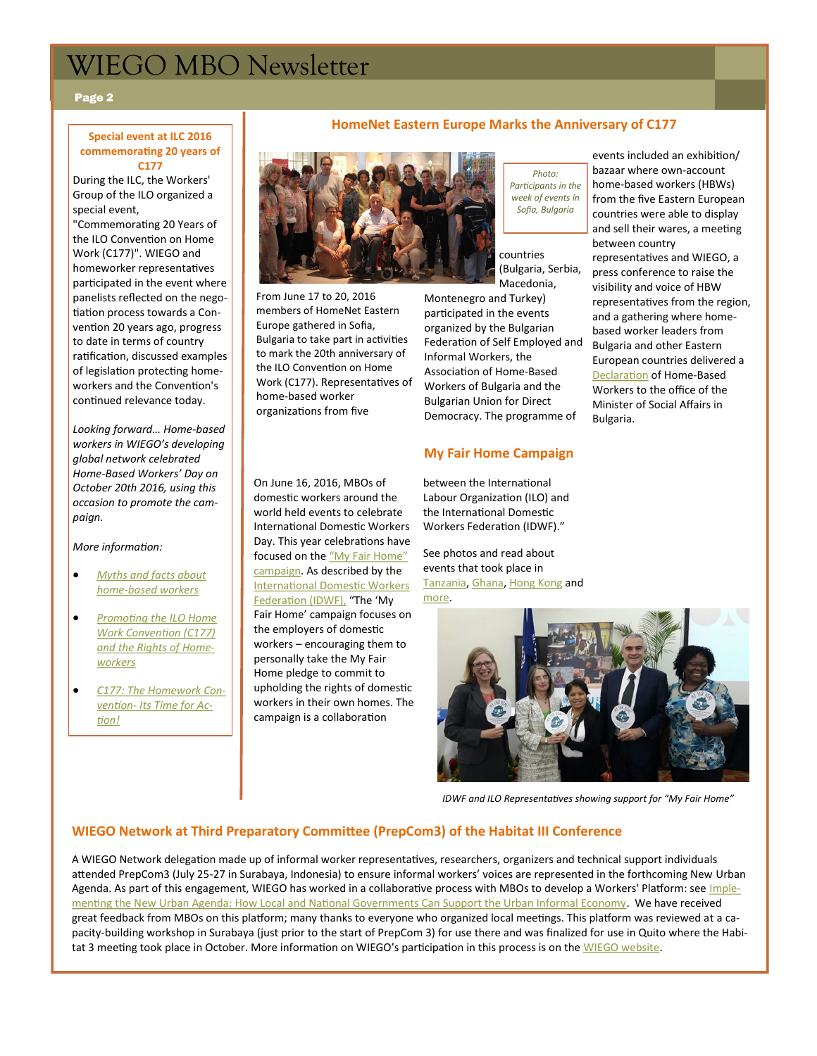## Special event at ILC 2016 commemorating 20 years of C177

During the ILC, the Workers' Group of the ILO organized a special event, "Commemorating 20 Years of the ILO Convention on Home Work (C177)". WIEGO and homeworker representatives participated in the event where panelists reflected on the negotiation process towards a Convention 20 years ago, progress to date in terms of country ratification, discussed examples of legislation protecting homeworkers and the Convention's continued relevance today.

*Looking forward… Home-based workers in WIEGO's developing global network celebrated Home-Based Workers' Day on October 20th 2016, using this occasion to promote the campaign.*

*More information:*

- *Myths and facts about home-based workers*
- *Promoting the ILO Home Work Convention (C177) and the Rights of Homeworkers*
- *C177: The Homework Convention- Its Time for Action!*

## HomeNet Eastern Europe Marks the Anniversary of C177

*Photo: Participants in the week of events in Sofia, Bulgaria*

From June 17 to 20, 2016 members of HomeNet Eastern Europe gathered in Sofia, Bulgaria to take part in activities to mark the 20th anniversary of the ILO Convention on Home Work (C177). Representatives of home-based worker organizations from five countries (Bulgaria, Serbia, Macedonia, Montenegro and Turkey) participated in the events organized by the Bulgarian Federation of Self Employed and Informal Workers, the Association of Home-Based Workers of Bulgaria and the Bulgarian Union for Direct Democracy. The programme of events included an exhibition/ bazaar where own-account home-based workers (HBWs) from the five Eastern European countries were able to display and sell their wares, a meeting between country representatives and WIEGO, a press conference to raise the visibility and voice of HBW representatives from the region, and a gathering where home-based worker leaders from Bulgaria and other Eastern European countries delivered a Declaration of Home-Based Workers to the office of the Minister of Social Affairs in Bulgaria.

## My Fair Home Campaign

On June 16, 2016, MBOs of domestic workers around the world held events to celebrate International Domestic Workers Day. This year celebrations have focused on the "My Fair Home" campaign. As described by the International Domestic Workers Federation (IDWF), "The 'My Fair Home' campaign focuses on the employers of domestic workers – encouraging them to personally take the My Fair Home pledge to commit to upholding the rights of domestic workers in their own homes. The campaign is a collaboration between the International Labour Organization (ILO) and the International Domestic Workers Federation (IDWF)."

See photos and read about events that took place in Tanzania, Ghana, Hong Kong and more.

*IDWF and ILO Representatives showing support for "My Fair Home"*

## WIEGO Network at Third Preparatory Committee (PrepCom3) of the Habitat III Conference

A WIEGO Network delegation made up of informal worker representatives, researchers, organizers and technical support individuals attended PrepCom3 (July 25-27 in Surabaya, Indonesia) to ensure informal workers' voices are represented in the forthcoming New Urban Agenda. As part of this engagement, WIEGO has worked in a collaborative process with MBOs to develop a Workers' Platform: see Implementing the New Urban Agenda: How Local and National Governments Can Support the Urban Informal Economy. We have received great feedback from MBOs on this platform; many thanks to everyone who organized local meetings. This platform was reviewed at a capacity-building workshop in Surabaya (just prior to the start of PrepCom 3) for use there and was finalized for use in Quito where the Habitat 3 meeting took place in October. More information on WIEGO's participation in this process is on the WIEGO website.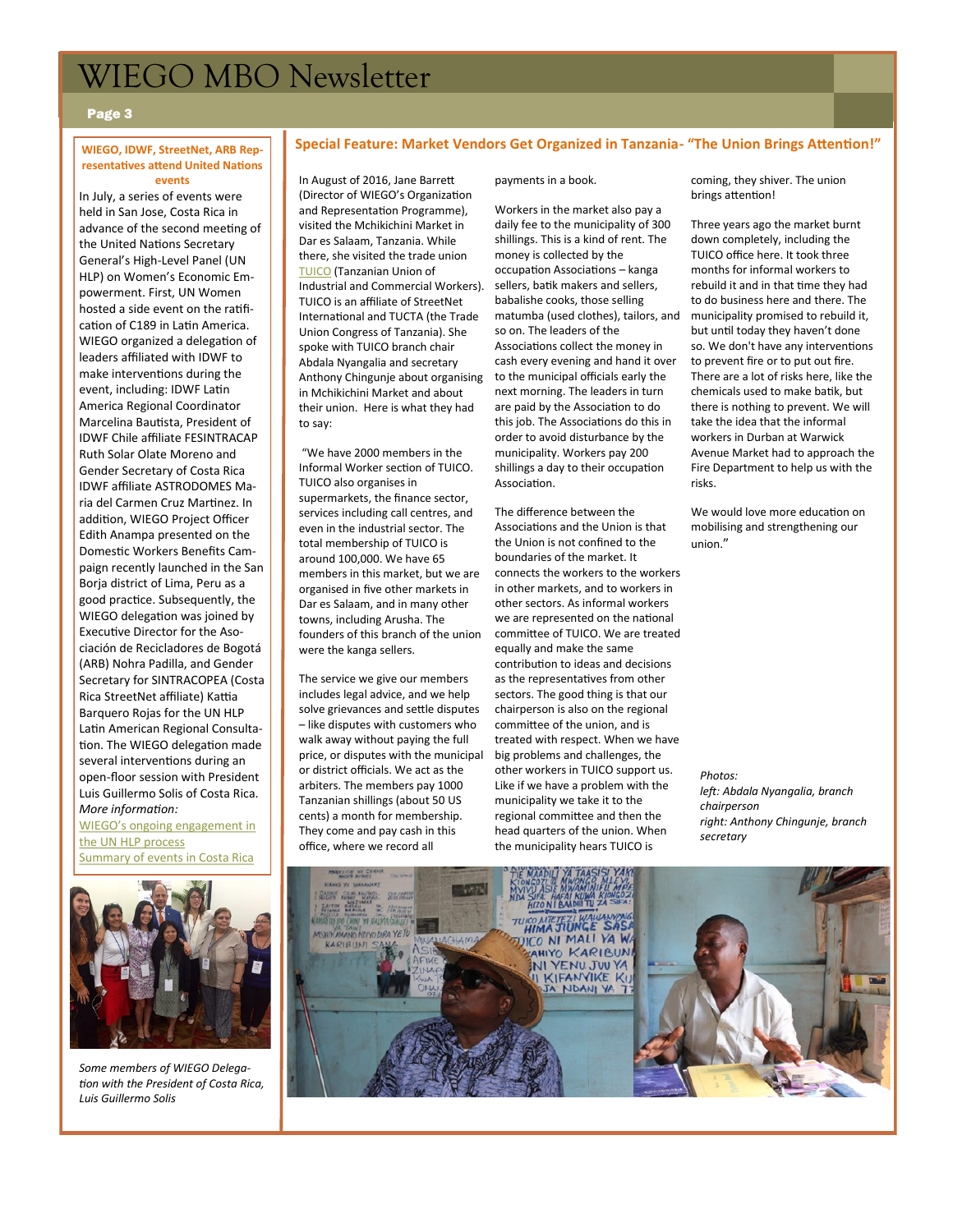## WIEGO, IDWF, StreetNet, ARB Representatives attend United Nations events

In July, a series of events were held in San Jose, Costa Rica in advance of the second meeting of the United Nations Secretary General's High-Level Panel (UN HLP) on Women's Economic Empowerment. First, UN Women hosted a side event on the ratification of C189 in Latin America. WIEGO organized a delegation of leaders affiliated with IDWF to make interventions during the event, including: IDWF Latin America Regional Coordinator Marcelina Bautista, President of IDWF Chile affiliate FESINTRACAP Ruth Solar Olate Moreno and Gender Secretary of Costa Rica IDWF affiliate ASTRODOMES Maria del Carmen Cruz Martinez. In addition, WIEGO Project Officer Edith Anampa presented on the Domestic Workers Benefits Campaign recently launched in the San Borja district of Lima, Peru as a good practice. Subsequently, the WIEGO delegation was joined by Executive Director for the Asociación de Recicladores de Bogotá (ARB) Nohra Padilla, and Gender Secretary for SINTRACOPEA (Costa Rica StreetNet affiliate) Kattia Barquero Rojas for the UN HLP Latin American Regional Consultation. The WIEGO delegation made several interventions during an open-floor session with President Luis Guillermo Solis of Costa Rica.

*More information:*

WIEGO's ongoing engagement in the UN HLP process

Summary of events in Costa Rica

*Some members of WIEGO Delegation with the President of Costa Rica, Luis Guillermo Solis*

## Special Feature: Market Vendors Get Organized in Tanzania- "The Union Brings Attention!"

In August of 2016, Jane Barrett (Director of WIEGO's Organization and Representation Programme), visited the Mchikichini Market in Dar es Salaam, Tanzania. While there, she visited the trade union TUICO (Tanzanian Union of Industrial and Commercial Workers). TUICO is an affiliate of StreetNet International and TUCTA (the Trade Union Congress of Tanzania). She spoke with TUICO branch chair Abdala Nyangalia and secretary Anthony Chingunje about organising in Mchikichini Market and about their union. Here is what they had to say:

"We have 2000 members in the Informal Worker section of TUICO. TUICO also organises in supermarkets, the finance sector, services including call centres, and even in the industrial sector. The total membership of TUICO is around 100,000. We have 65 members in this market, but we are organised in five other markets in Dar es Salaam, and in many other towns, including Arusha. The founders of this branch of the union were the kanga sellers.

The service we give our members includes legal advice, and we help solve grievances and settle disputes – like disputes with customers who walk away without paying the full price, or disputes with the municipal or district officials. We act as the arbiters. The members pay 1000 Tanzanian shillings (about 50 US cents) a month for membership. They come and pay cash in this office, where we record all payments in a book.

Workers in the market also pay a daily fee to the municipality of 300 shillings. This is a kind of rent. The money is collected by the occupation Associations – kanga sellers, batik makers and sellers, babalishe cooks, those selling matumba (used clothes), tailors, and so on. The leaders of the Associations collect the money in cash every evening and hand it over to the municipal officials early the next morning. The leaders in turn are paid by the Association to do this job. The Associations do this in order to avoid disturbance by the municipality. Workers pay 200 shillings a day to their occupation Association.

The difference between the Associations and the Union is that the Union is not confined to the boundaries of the market. It connects the workers to the workers in other markets, and to workers in other sectors. As informal workers we are represented on the national committee of TUICO. We are treated equally and make the same contribution to ideas and decisions as the representatives from other sectors. The good thing is that our chairperson is also on the regional committee of the union, and is treated with respect. When we have big problems and challenges, the other workers in TUICO support us. Like if we have a problem with the municipality we take it to the regional committee and then the head quarters of the union. When the municipality hears TUICO is coming, they shiver. The union brings attention!

Three years ago the market burnt down completely, including the TUICO office here. It took three months for informal workers to rebuild it and in that time they had to do business here and there. The municipality promised to rebuild it, but until today they haven't done so. We don't have any interventions to prevent fire or to put out fire. There are a lot of risks here, like the chemicals used to make batik, but there is nothing to prevent. We will take the idea that the informal workers in Durban at Warwick Avenue Market had to approach the Fire Department to help us with the risks.

We would love more education on mobilising and strengthening our union."

*Photos:*
*left: Abdala Nyangalia, branch chairperson*
*right: Anthony Chingunje, branch secretary*